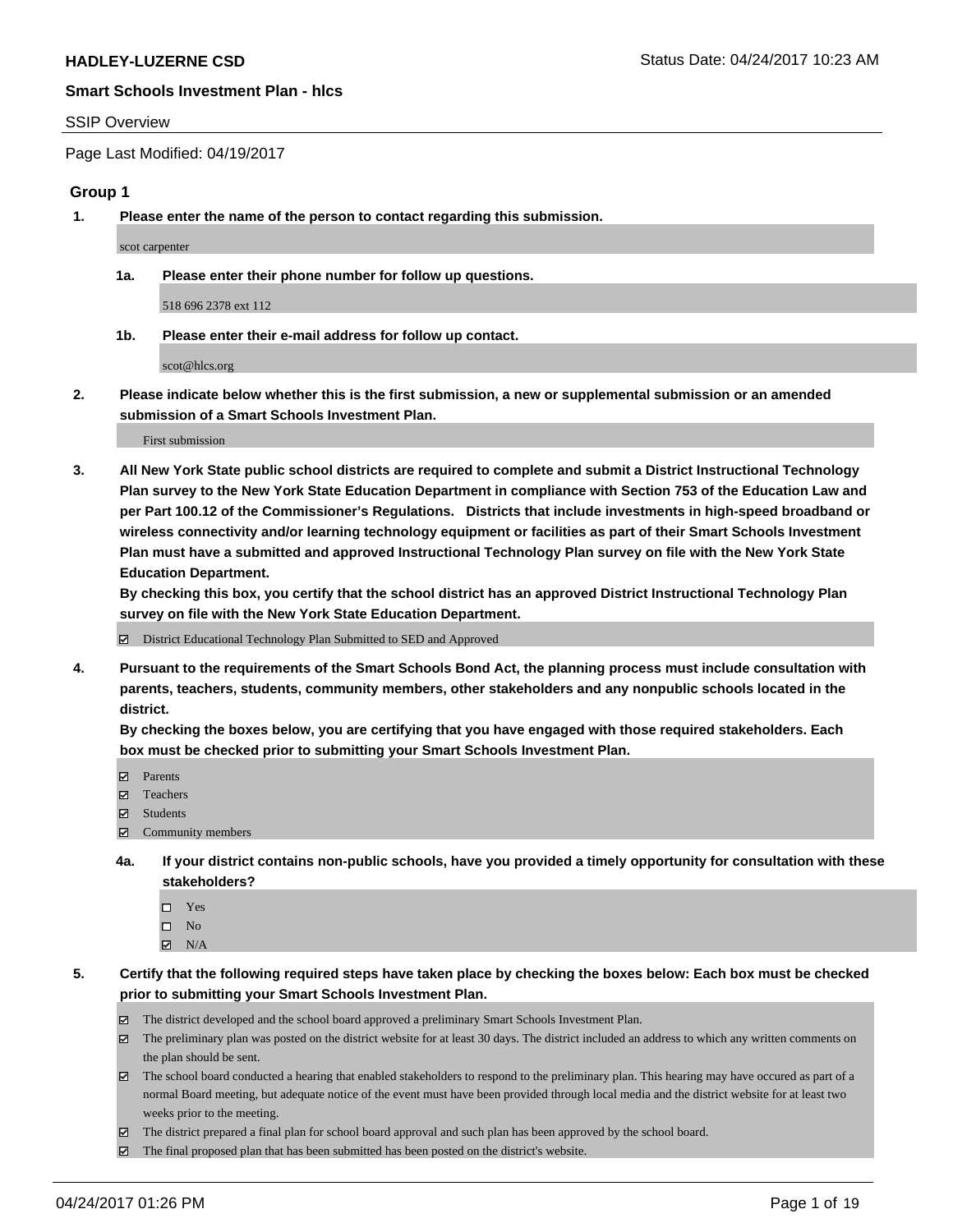# HADLEY-LUZERNE CSD

Status Date: 04/24/2017 10:23 AM

## Smart Schools Investment Plan - hlcs

SSIP Overview

Page Last Modified: 04/19/2017

### Group 1

**1. Please enter the name of the person to contact regarding this submission.**

scot carpenter

**1a. Please enter their phone number for follow up questions.**

518 696 2378 ext 112

**1b. Please enter their e-mail address for follow up contact.**

scot@hlcs.org

**2. Please indicate below whether this is the first submission, a new or supplemental submission or an amended submission of a Smart Schools Investment Plan.**

First submission

**3. All New York State public school districts are required to complete and submit a District Instructional Technology Plan survey to the New York State Education Department in compliance with Section 753 of the Education Law and per Part 100.12 of the Commissioner's Regulations. Districts that include investments in high-speed broadband or wireless connectivity and/or learning technology equipment or facilities as part of their Smart Schools Investment Plan must have a submitted and approved Instructional Technology Plan survey on file with the New York State Education Department.**
**By checking this box, you certify that the school district has an approved District Instructional Technology Plan survey on file with the New York State Education Department.**

- [x] District Educational Technology Plan Submitted to SED and Approved

**4. Pursuant to the requirements of the Smart Schools Bond Act, the planning process must include consultation with parents, teachers, students, community members, other stakeholders and any nonpublic schools located in the district.**
**By checking the boxes below, you are certifying that you have engaged with those required stakeholders. Each box must be checked prior to submitting your Smart Schools Investment Plan.**

- [x] Parents
- [x] Teachers
- [x] Students
- [x] Community members

**4a. If your district contains non-public schools, have you provided a timely opportunity for consultation with these stakeholders?**

- [ ] Yes
- [ ] No
- [x] N/A

**5. Certify that the following required steps have taken place by checking the boxes below: Each box must be checked prior to submitting your Smart Schools Investment Plan.**

- [x] The district developed and the school board approved a preliminary Smart Schools Investment Plan.
- [x] The preliminary plan was posted on the district website for at least 30 days. The district included an address to which any written comments on the plan should be sent.
- [x] The school board conducted a hearing that enabled stakeholders to respond to the preliminary plan. This hearing may have occured as part of a normal Board meeting, but adequate notice of the event must have been provided through local media and the district website for at least two weeks prior to the meeting.
- [x] The district prepared a final plan for school board approval and such plan has been approved by the school board.
- [x] The final proposed plan that has been submitted has been posted on the district's website.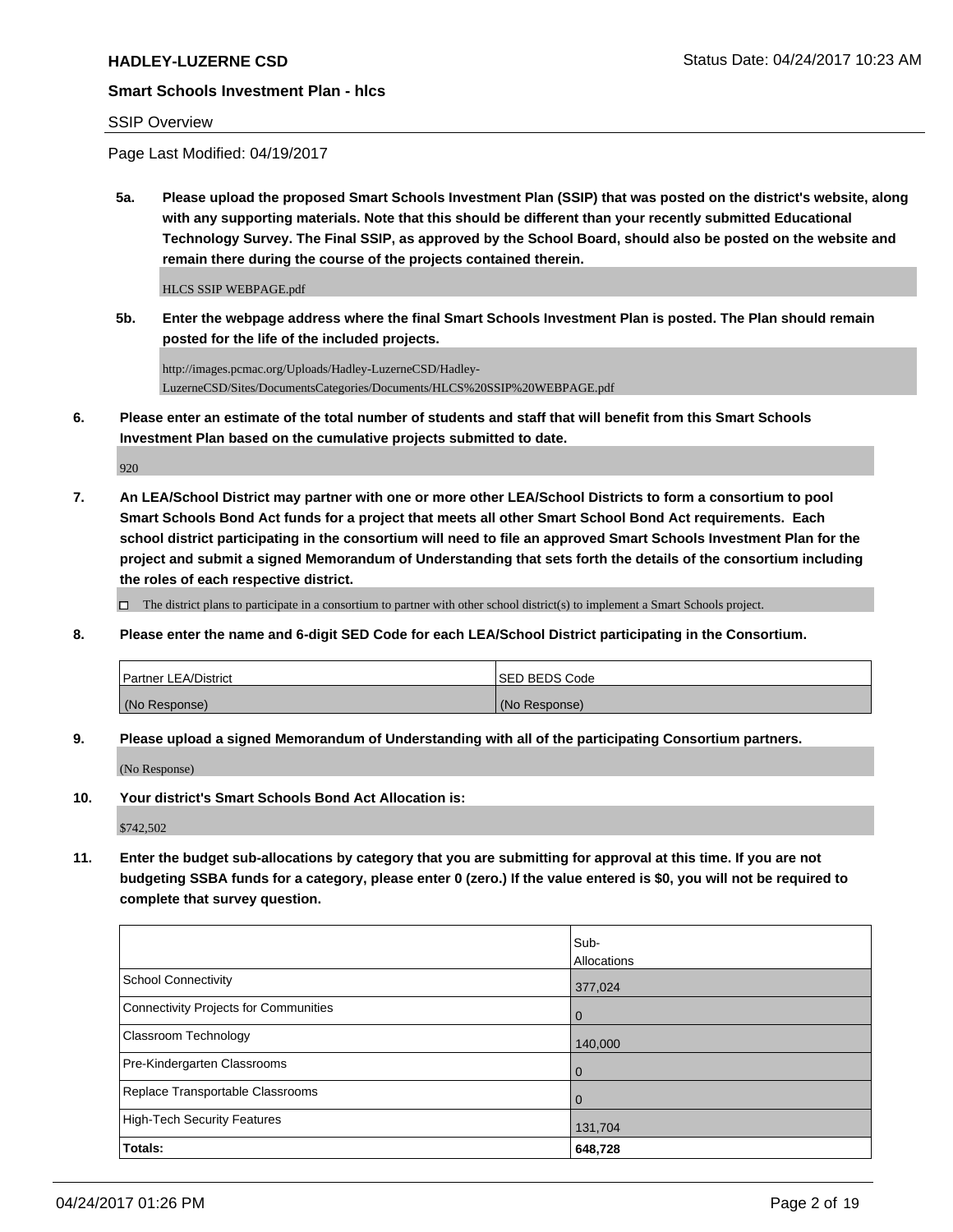**HADLEY-LUZERNE CSD** Status Date: 04/24/2017 10:23 AM

**Smart Schools Investment Plan - hlcs**

SSIP Overview

Page Last Modified: 04/19/2017

**5a. Please upload the proposed Smart Schools Investment Plan (SSIP) that was posted on the district's website, along with any supporting materials. Note that this should be different than your recently submitted Educational Technology Survey. The Final SSIP, as approved by the School Board, should also be posted on the website and remain there during the course of the projects contained therein.**

HLCS SSIP WEBPAGE.pdf

**5b. Enter the webpage address where the final Smart Schools Investment Plan is posted. The Plan should remain posted for the life of the included projects.**

http://images.pcmac.org/Uploads/Hadley-LuzerneCSD/Hadley-LuzerneCSD/Sites/DocumentsCategories/Documents/HLCS%20SSIP%20WEBPAGE.pdf

**6. Please enter an estimate of the total number of students and staff that will benefit from this Smart Schools Investment Plan based on the cumulative projects submitted to date.**

920

**7. An LEA/School District may partner with one or more other LEA/School Districts to form a consortium to pool Smart Schools Bond Act funds for a project that meets all other Smart School Bond Act requirements. Each school district participating in the consortium will need to file an approved Smart Schools Investment Plan for the project and submit a signed Memorandum of Understanding that sets forth the details of the consortium including the roles of each respective district.**

☐ The district plans to participate in a consortium to partner with other school district(s) to implement a Smart Schools project.

**8. Please enter the name and 6-digit SED Code for each LEA/School District participating in the Consortium.**

| Partner LEA/District | SED BEDS Code |
|---|---|
| (No Response) | (No Response) |

**9. Please upload a signed Memorandum of Understanding with all of the participating Consortium partners.**

(No Response)

**10. Your district's Smart Schools Bond Act Allocation is:**

$742,502

**11. Enter the budget sub-allocations by category that you are submitting for approval at this time. If you are not budgeting SSBA funds for a category, please enter 0 (zero.) If the value entered is $0, you will not be required to complete that survey question.**

| | Sub-Allocations |
|---|---|
| School Connectivity | 377,024 |
| Connectivity Projects for Communities | 0 |
| Classroom Technology | 140,000 |
| Pre-Kindergarten Classrooms | 0 |
| Replace Transportable Classrooms | 0 |
| High-Tech Security Features | 131,704 |
| **Totals:** | **648,728** |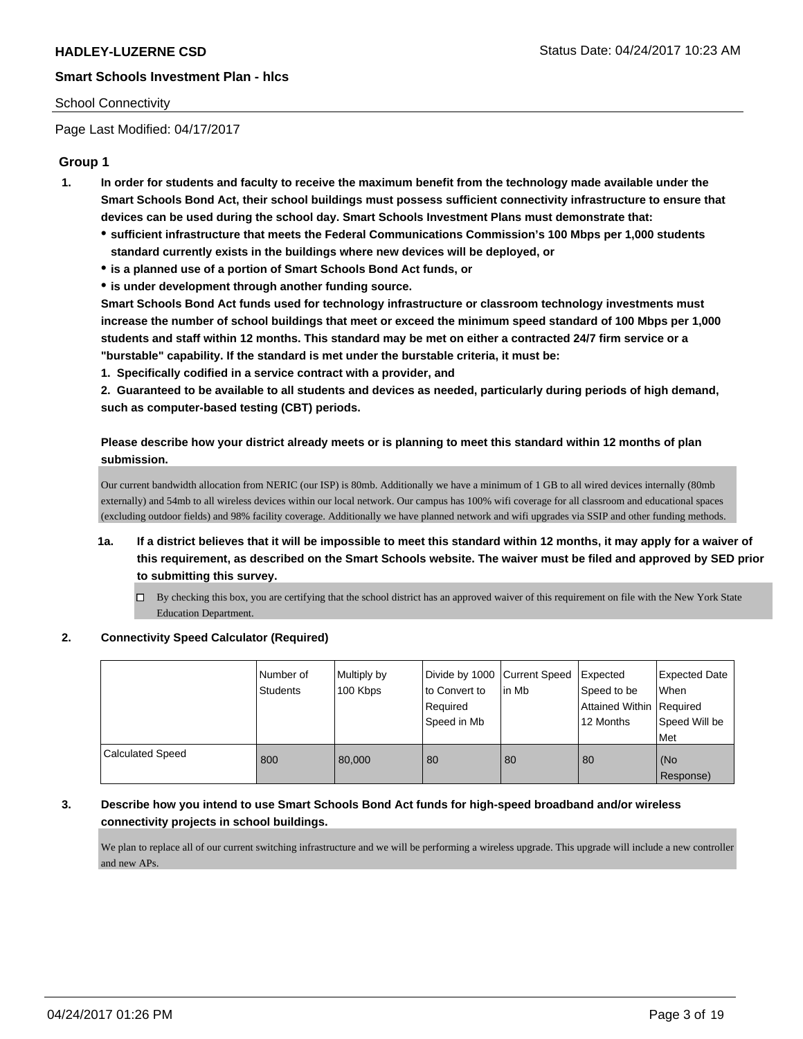## School Connectivity

Page Last Modified: 04/17/2017

### Group 1

1. **In order for students and faculty to receive the maximum benefit from the technology made available under the Smart Schools Bond Act, their school buildings must possess sufficient connectivity infrastructure to ensure that devices can be used during the school day. Smart Schools Investment Plans must demonstrate that:**
   - **sufficient infrastructure that meets the Federal Communications Commission's 100 Mbps per 1,000 students standard currently exists in the buildings where new devices will be deployed, or**
   - **is a planned use of a portion of Smart Schools Bond Act funds, or**
   - **is under development through another funding source.**

   **Smart Schools Bond Act funds used for technology infrastructure or classroom technology investments must increase the number of school buildings that meet or exceed the minimum speed standard of 100 Mbps per 1,000 students and staff within 12 months. This standard may be met on either a contracted 24/7 firm service or a "burstable" capability. If the standard is met under the burstable criteria, it must be:**

   **1. Specifically codified in a service contract with a provider, and**

   **2. Guaranteed to be available to all students and devices as needed, particularly during periods of high demand, such as computer-based testing (CBT) periods.**

   **Please describe how your district already meets or is planning to meet this standard within 12 months of plan submission.**

   Our current bandwidth allocation from NERIC (our ISP) is 80mb. Additionally we have a minimum of 1 GB to all wired devices internally (80mb externally) and 54mb to all wireless devices within our local network. Our campus has 100% wifi coverage for all classroom and educational spaces (excluding outdoor fields) and 98% facility coverage. Additionally we have planned network and wifi upgrades via SSIP and other funding methods.

   1a. **If a district believes that it will be impossible to meet this standard within 12 months, it may apply for a waiver of this requirement, as described on the Smart Schools website. The waiver must be filed and approved by SED prior to submitting this survey.**

   ☐ By checking this box, you are certifying that the school district has an approved waiver of this requirement on file with the New York State Education Department.

2. **Connectivity Speed Calculator (Required)**

| | Number of Students | Multiply by 100 Kbps | Divide by 1000 to Convert to Required Speed in Mb | Current Speed in Mb | Expected Speed to be Attained Within 12 Months | Expected Date When Required Speed Will be Met |
|---|---|---|---|---|---|---|
| Calculated Speed | 800 | 80,000 | 80 | 80 | 80 | (No Response) |

3. **Describe how you intend to use Smart Schools Bond Act funds for high-speed broadband and/or wireless connectivity projects in school buildings.**

   We plan to replace all of our current switching infrastructure and we will be performing a wireless upgrade. This upgrade will include a new controller and new APs.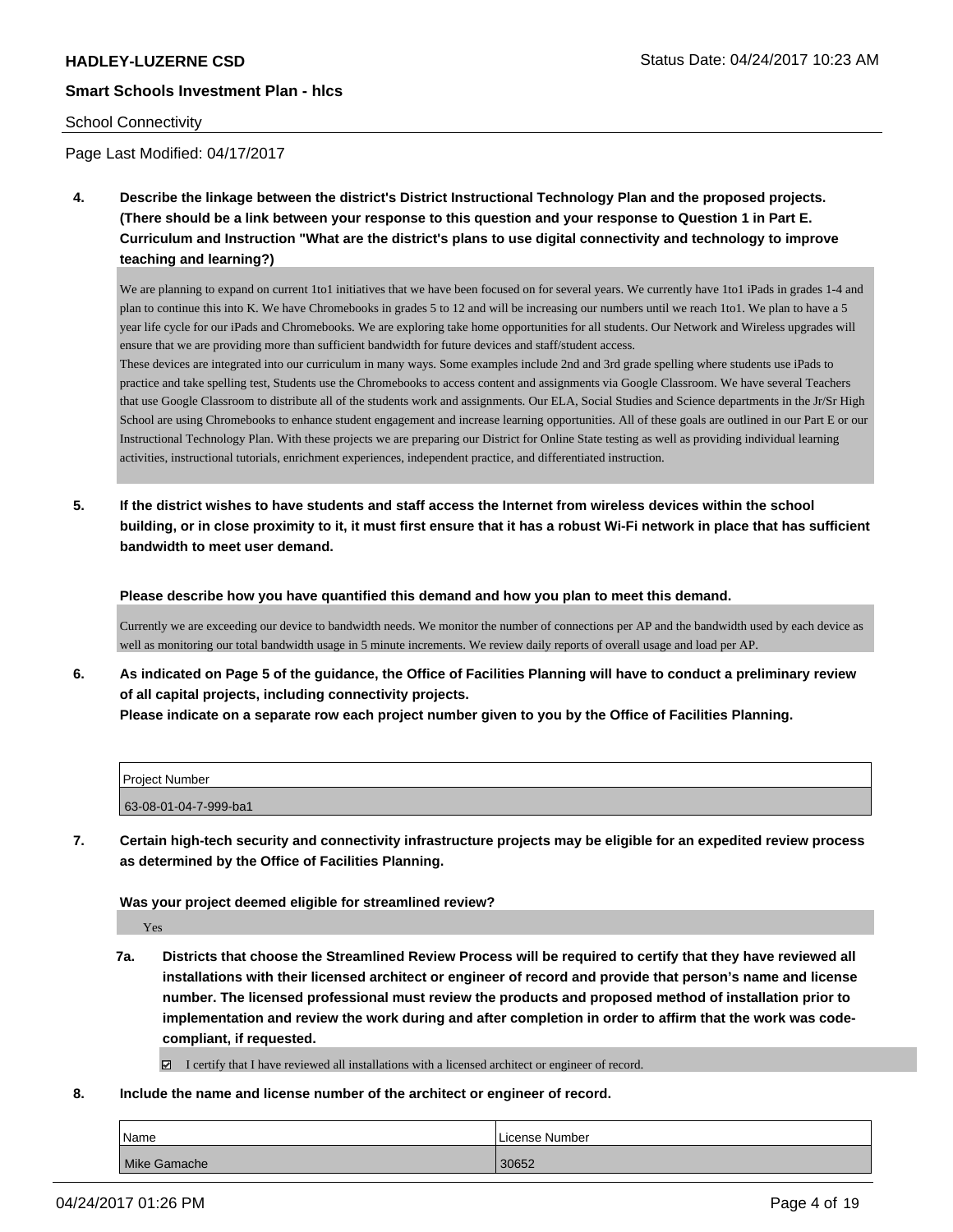School Connectivity

Page Last Modified: 04/17/2017

**4. Describe the linkage between the district's District Instructional Technology Plan and the proposed projects. (There should be a link between your response to this question and your response to Question 1 in Part E. Curriculum and Instruction "What are the district's plans to use digital connectivity and technology to improve teaching and learning?)**

We are planning to expand on current 1to1 initiatives that we have been focused on for several years. We currently have 1to1 iPads in grades 1-4 and plan to continue this into K. We have Chromebooks in grades 5 to 12 and will be increasing our numbers until we reach 1to1. We plan to have a 5 year life cycle for our iPads and Chromebooks. We are exploring take home opportunities for all students. Our Network and Wireless upgrades will ensure that we are providing more than sufficient bandwidth for future devices and staff/student access.
These devices are integrated into our curriculum in many ways. Some examples include 2nd and 3rd grade spelling where students use iPads to practice and take spelling test, Students use the Chromebooks to access content and assignments via Google Classroom. We have several Teachers that use Google Classroom to distribute all of the students work and assignments. Our ELA, Social Studies and Science departments in the Jr/Sr High School are using Chromebooks to enhance student engagement and increase learning opportunities. All of these goals are outlined in our Part E or our Instructional Technology Plan. With these projects we are preparing our District for Online State testing as well as providing individual learning activities, instructional tutorials, enrichment experiences, independent practice, and differentiated instruction.

**5. If the district wishes to have students and staff access the Internet from wireless devices within the school building, or in close proximity to it, it must first ensure that it has a robust Wi-Fi network in place that has sufficient bandwidth to meet user demand.**

**Please describe how you have quantified this demand and how you plan to meet this demand.**

Currently we are exceeding our device to bandwidth needs. We monitor the number of connections per AP and the bandwidth used by each device as well as monitoring our total bandwidth usage in 5 minute increments. We review daily reports of overall usage and load per AP.

**6. As indicated on Page 5 of the guidance, the Office of Facilities Planning will have to conduct a preliminary review of all capital projects, including connectivity projects.**
**Please indicate on a separate row each project number given to you by the Office of Facilities Planning.**

| Project Number |
|---|
| 63-08-01-04-7-999-ba1 |

**7. Certain high-tech security and connectivity infrastructure projects may be eligible for an expedited review process as determined by the Office of Facilities Planning.**

**Was your project deemed eligible for streamlined review?**

Yes

**7a. Districts that choose the Streamlined Review Process will be required to certify that they have reviewed all installations with their licensed architect or engineer of record and provide that person's name and license number. The licensed professional must review the products and proposed method of installation prior to implementation and review the work during and after completion in order to affirm that the work was code-compliant, if requested.**

☑ I certify that I have reviewed all installations with a licensed architect or engineer of record.

**8. Include the name and license number of the architect or engineer of record.**

| Name | License Number |
|---|---|
| Mike Gamache | 30652 |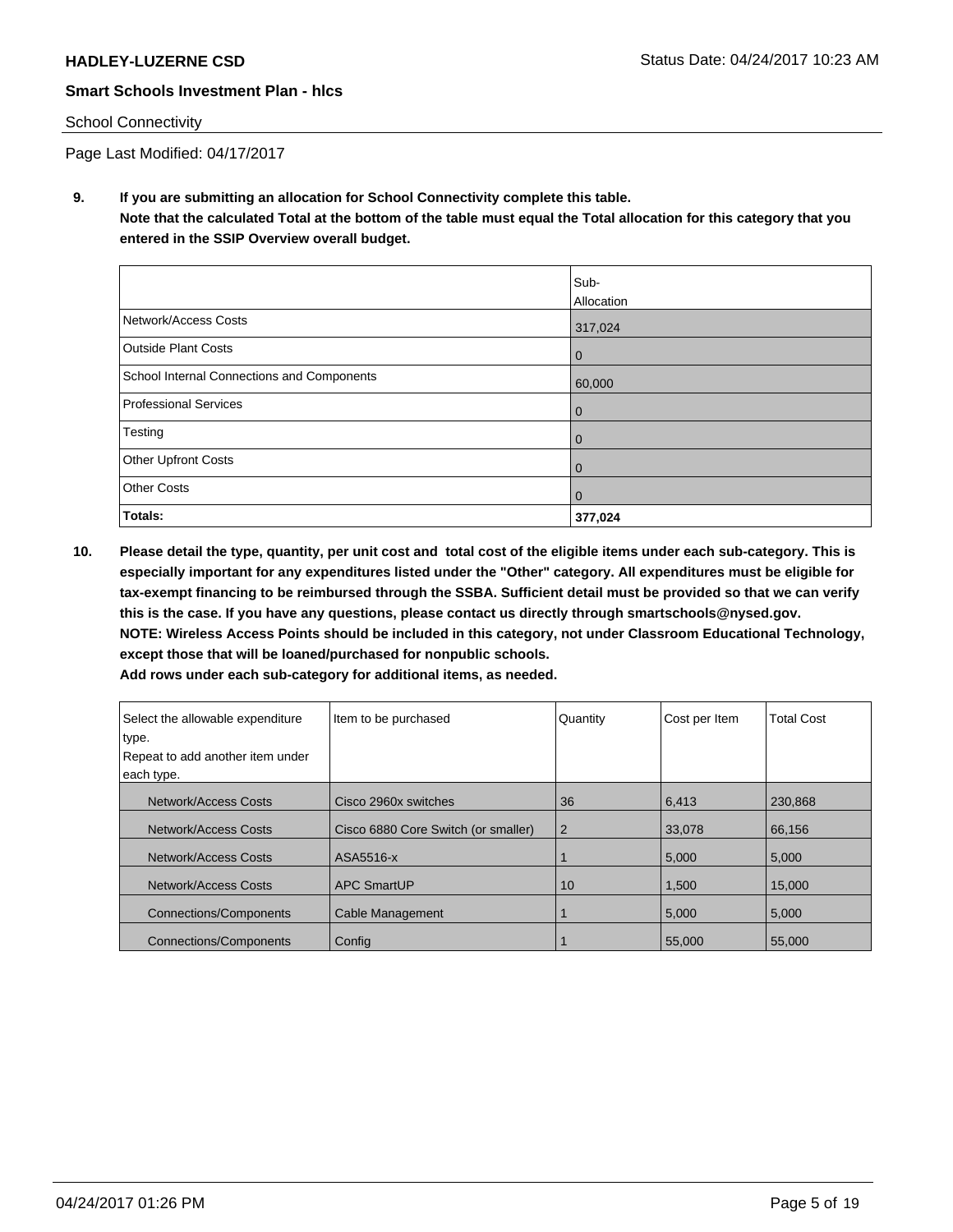School Connectivity

Page Last Modified: 04/17/2017

**9. If you are submitting an allocation for School Connectivity complete this table. Note that the calculated Total at the bottom of the table must equal the Total allocation for this category that you entered in the SSIP Overview overall budget.**

| | Sub-Allocation |
|---|---|
| Network/Access Costs | 317,024 |
| Outside Plant Costs | 0 |
| School Internal Connections and Components | 60,000 |
| Professional Services | 0 |
| Testing | 0 |
| Other Upfront Costs | 0 |
| Other Costs | 0 |
| **Totals:** | **377,024** |

**10. Please detail the type, quantity, per unit cost and total cost of the eligible items under each sub-category. This is especially important for any expenditures listed under the "Other" category. All expenditures must be eligible for tax-exempt financing to be reimbursed through the SSBA. Sufficient detail must be provided so that we can verify this is the case. If you have any questions, please contact us directly through smartschools@nysed.gov. NOTE: Wireless Access Points should be included in this category, not under Classroom Educational Technology, except those that will be loaned/purchased for nonpublic schools. Add rows under each sub-category for additional items, as needed.**

| Select the allowable expenditure type. Repeat to add another item under each type. | Item to be purchased | Quantity | Cost per Item | Total Cost |
|---|---|---|---|---|
| Network/Access Costs | Cisco 2960x switches | 36 | 6,413 | 230,868 |
| Network/Access Costs | Cisco 6880 Core Switch (or smaller) | 2 | 33,078 | 66,156 |
| Network/Access Costs | ASA5516-x | 1 | 5,000 | 5,000 |
| Network/Access Costs | APC SmartUP | 10 | 1,500 | 15,000 |
| Connections/Components | Cable Management | 1 | 5,000 | 5,000 |
| Connections/Components | Config | 1 | 55,000 | 55,000 |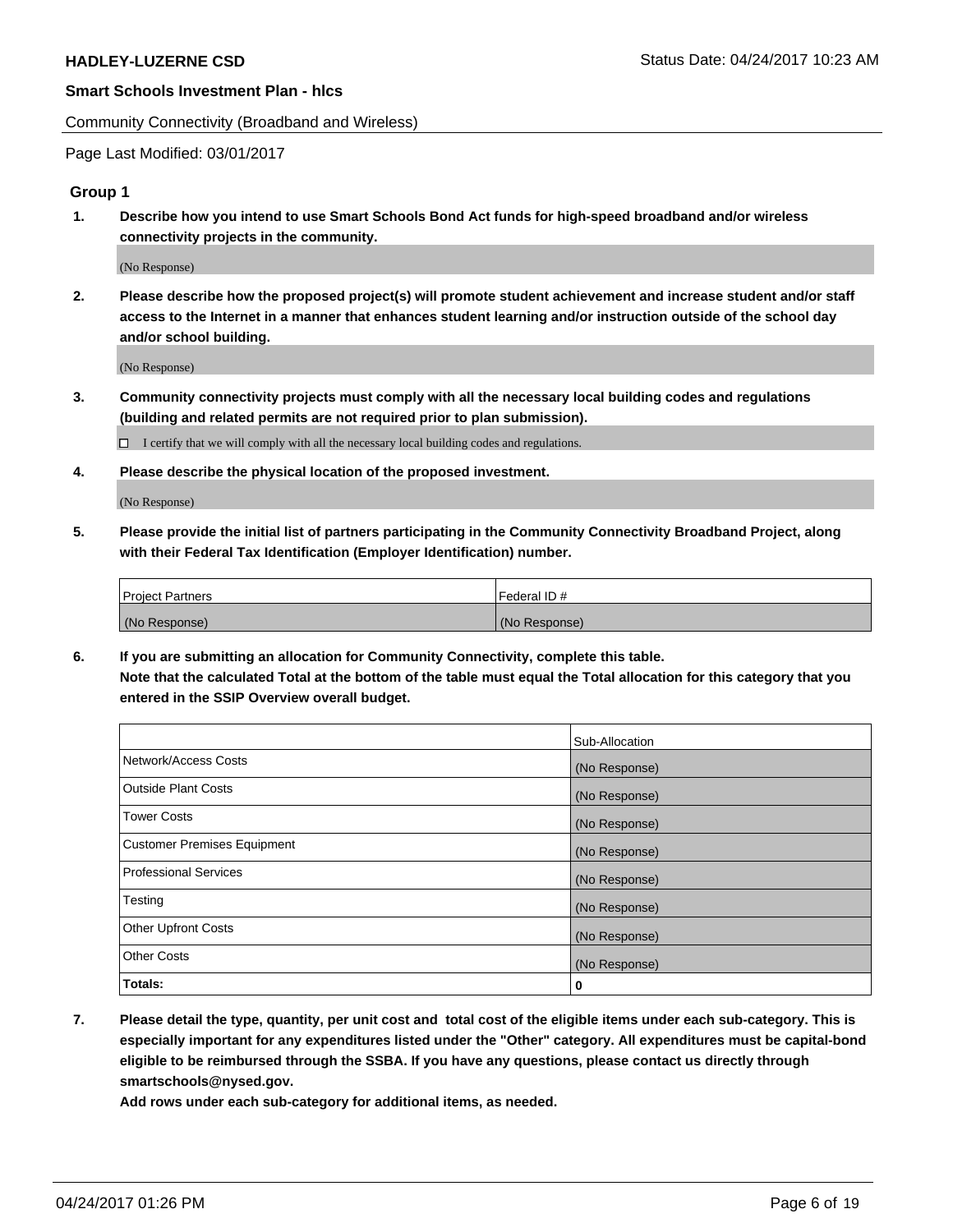Community Connectivity (Broadband and Wireless)

Page Last Modified: 03/01/2017

## Group 1

**1. Describe how you intend to use Smart Schools Bond Act funds for high-speed broadband and/or wireless connectivity projects in the community.**

(No Response)

**2. Please describe how the proposed project(s) will promote student achievement and increase student and/or staff access to the Internet in a manner that enhances student learning and/or instruction outside of the school day and/or school building.**

(No Response)

**3. Community connectivity projects must comply with all the necessary local building codes and regulations (building and related permits are not required prior to plan submission).**

☐ I certify that we will comply with all the necessary local building codes and regulations.

**4. Please describe the physical location of the proposed investment.**

(No Response)

**5. Please provide the initial list of partners participating in the Community Connectivity Broadband Project, along with their Federal Tax Identification (Employer Identification) number.**

| Project Partners | Federal ID # |
| --- | --- |
| (No Response) | (No Response) |

**6. If you are submitting an allocation for Community Connectivity, complete this table.**
**Note that the calculated Total at the bottom of the table must equal the Total allocation for this category that you entered in the SSIP Overview overall budget.**

| | Sub-Allocation |
| --- | --- |
| Network/Access Costs | (No Response) |
| Outside Plant Costs | (No Response) |
| Tower Costs | (No Response) |
| Customer Premises Equipment | (No Response) |
| Professional Services | (No Response) |
| Testing | (No Response) |
| Other Upfront Costs | (No Response) |
| Other Costs | (No Response) |
| **Totals:** | **0** |

**7. Please detail the type, quantity, per unit cost and total cost of the eligible items under each sub-category. This is especially important for any expenditures listed under the "Other" category. All expenditures must be capital-bond eligible to be reimbursed through the SSBA. If you have any questions, please contact us directly through smartschools@nysed.gov.**
**Add rows under each sub-category for additional items, as needed.**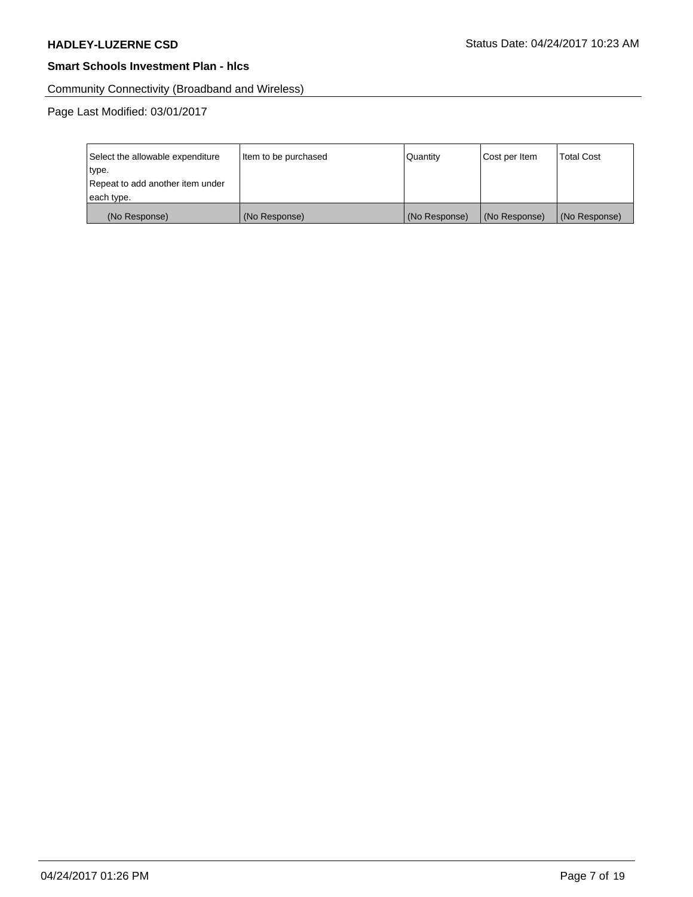Community Connectivity (Broadband and Wireless)

Page Last Modified: 03/01/2017

| Select the allowable expenditure type.<br>Repeat to add another item under each type. | Item to be purchased | Quantity | Cost per Item | Total Cost |
|---|---|---|---|---|
| (No Response) | (No Response) | (No Response) | (No Response) | (No Response) |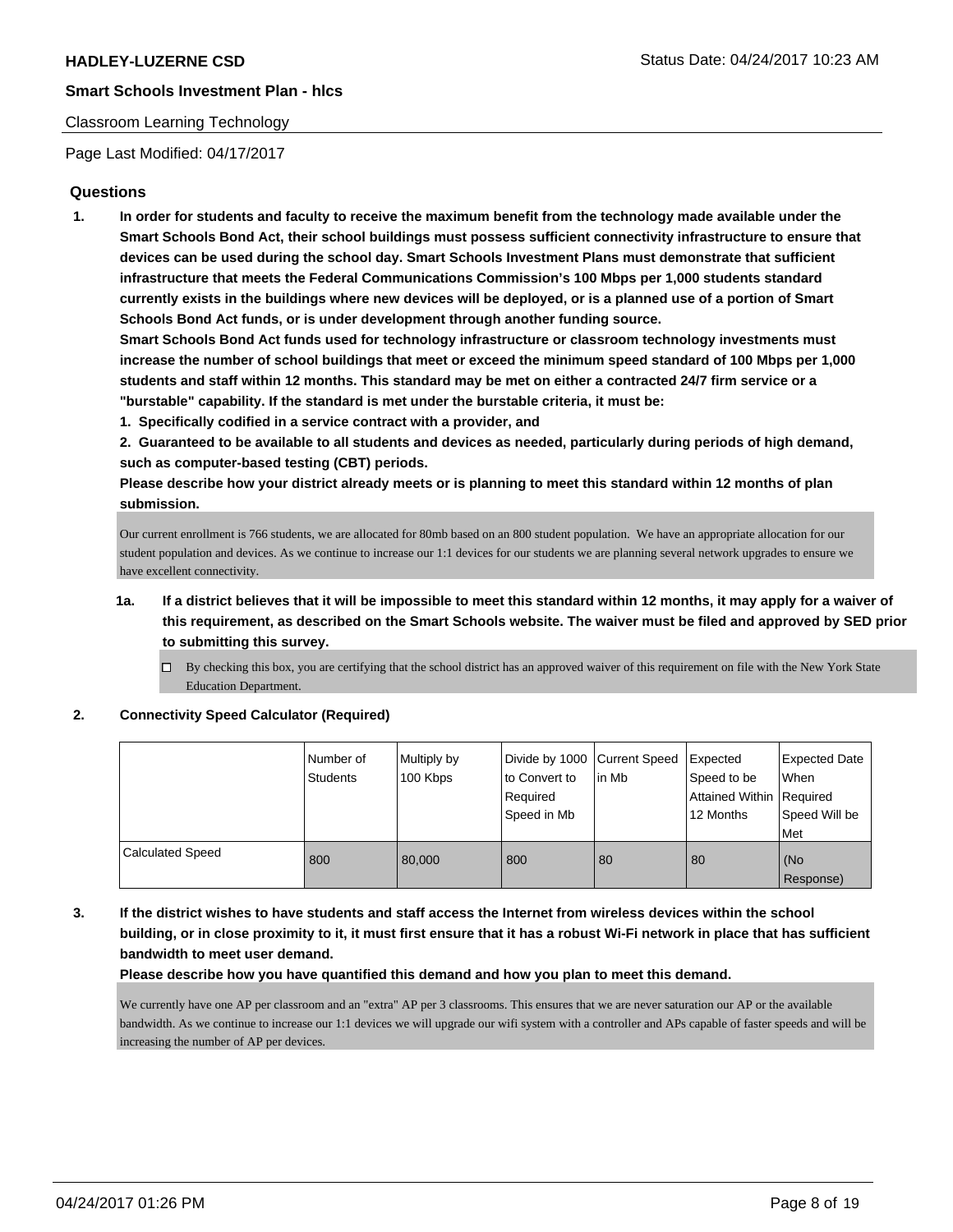**HADLEY-LUZERNE CSD** Status Date: 04/24/2017 10:23 AM

**Smart Schools Investment Plan - hlcs**

Classroom Learning Technology

Page Last Modified: 04/17/2017

## Questions

1. **In order for students and faculty to receive the maximum benefit from the technology made available under the Smart Schools Bond Act, their school buildings must possess sufficient connectivity infrastructure to ensure that devices can be used during the school day. Smart Schools Investment Plans must demonstrate that sufficient infrastructure that meets the Federal Communications Commission's 100 Mbps per 1,000 students standard currently exists in the buildings where new devices will be deployed, or is a planned use of a portion of Smart Schools Bond Act funds, or is under development through another funding source.**
   **Smart Schools Bond Act funds used for technology infrastructure or classroom technology investments must increase the number of school buildings that meet or exceed the minimum speed standard of 100 Mbps per 1,000 students and staff within 12 months. This standard may be met on either a contracted 24/7 firm service or a "burstable" capability. If the standard is met under the burstable criteria, it must be:**
   **1. Specifically codified in a service contract with a provider, and**
   **2. Guaranteed to be available to all students and devices as needed, particularly during periods of high demand, such as computer-based testing (CBT) periods.**
   **Please describe how your district already meets or is planning to meet this standard within 12 months of plan submission.**

   Our current enrollment is 766 students, we are allocated for 80mb based on an 800 student population. We have an appropriate allocation for our student population and devices. As we continue to increase our 1:1 devices for our students we are planning several network upgrades to ensure we have excellent connectivity.

   1a. **If a district believes that it will be impossible to meet this standard within 12 months, it may apply for a waiver of this requirement, as described on the Smart Schools website. The waiver must be filed and approved by SED prior to submitting this survey.**

   ☐ By checking this box, you are certifying that the school district has an approved waiver of this requirement on file with the New York State Education Department.

2. **Connectivity Speed Calculator (Required)**

| | Number of Students | Multiply by 100 Kbps | Divide by 1000 to Convert to Required Speed in Mb | Current Speed in Mb | Expected Speed to be Attained Within 12 Months | Expected Date When Required Speed Will be Met |
|---|---|---|---|---|---|---|
| Calculated Speed | 800 | 80,000 | 800 | 80 | 80 | (No Response) |

3. **If the district wishes to have students and staff access the Internet from wireless devices within the school building, or in close proximity to it, it must first ensure that it has a robust Wi-Fi network in place that has sufficient bandwidth to meet user demand.**
   **Please describe how you have quantified this demand and how you plan to meet this demand.**

   We currently have one AP per classroom and an "extra" AP per 3 classrooms. This ensures that we are never saturation our AP or the available bandwidth. As we continue to increase our 1:1 devices we will upgrade our wifi system with a controller and APs capable of faster speeds and will be increasing the number of AP per devices.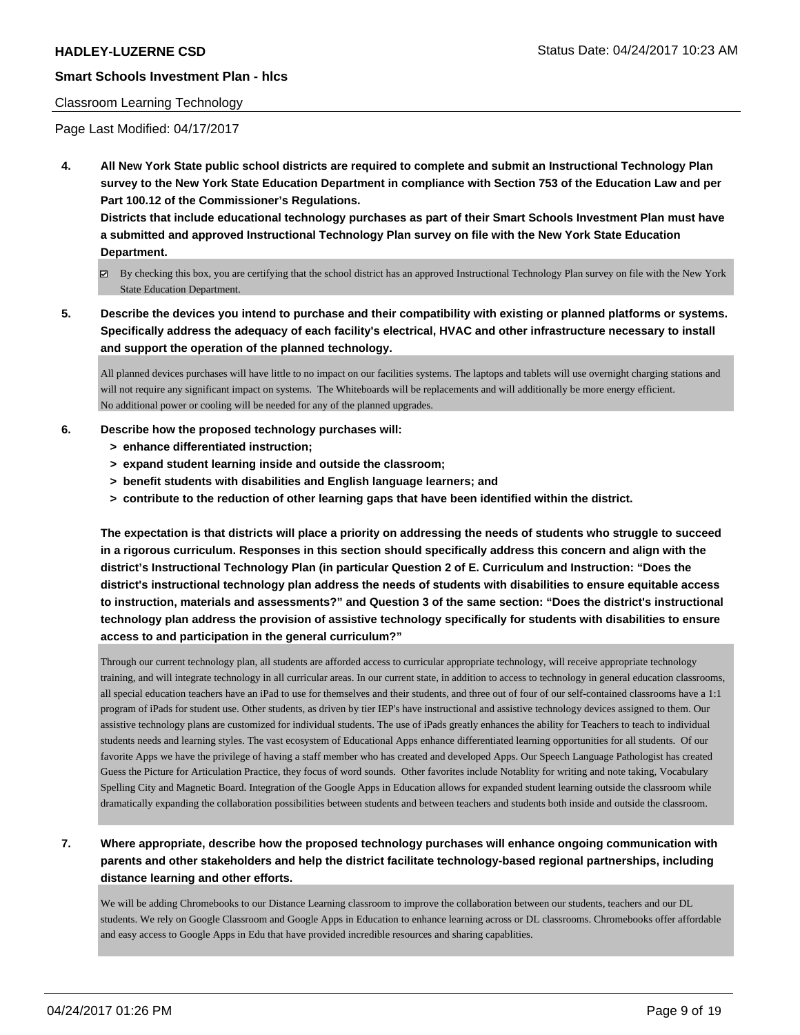Classroom Learning Technology

Page Last Modified: 04/17/2017

**4. All New York State public school districts are required to complete and submit an Instructional Technology Plan survey to the New York State Education Department in compliance with Section 753 of the Education Law and per Part 100.12 of the Commissioner's Regulations.**

**Districts that include educational technology purchases as part of their Smart Schools Investment Plan must have a submitted and approved Instructional Technology Plan survey on file with the New York State Education Department.**

- [x] By checking this box, you are certifying that the school district has an approved Instructional Technology Plan survey on file with the New York State Education Department.

**5. Describe the devices you intend to purchase and their compatibility with existing or planned platforms or systems. Specifically address the adequacy of each facility's electrical, HVAC and other infrastructure necessary to install and support the operation of the planned technology.**

All planned devices purchases will have little to no impact on our facilities systems. The laptops and tablets will use overnight charging stations and will not require any significant impact on systems. The Whiteboards will be replacements and will additionally be more energy efficient.
No additional power or cooling will be needed for any of the planned upgrades.

**6. Describe how the proposed technology purchases will:**
- **> enhance differentiated instruction;**
- **> expand student learning inside and outside the classroom;**
- **> benefit students with disabilities and English language learners; and**
- **> contribute to the reduction of other learning gaps that have been identified within the district.**

**The expectation is that districts will place a priority on addressing the needs of students who struggle to succeed in a rigorous curriculum. Responses in this section should specifically address this concern and align with the district's Instructional Technology Plan (in particular Question 2 of E. Curriculum and Instruction: "Does the district's instructional technology plan address the needs of students with disabilities to ensure equitable access to instruction, materials and assessments?" and Question 3 of the same section: "Does the district's instructional technology plan address the provision of assistive technology specifically for students with disabilities to ensure access to and participation in the general curriculum?"**

Through our current technology plan, all students are afforded access to curricular appropriate technology, will receive appropriate technology training, and will integrate technology in all curricular areas. In our current state, in addition to access to technology in general education classrooms, all special education teachers have an iPad to use for themselves and their students, and three out of four of our self-contained classrooms have a 1:1 program of iPads for student use. Other students, as driven by tier IEP's have instructional and assistive technology devices assigned to them. Our assistive technology plans are customized for individual students. The use of iPads greatly enhances the ability for Teachers to teach to individual students needs and learning styles. The vast ecosystem of Educational Apps enhance differentiated learning opportunities for all students. Of our favorite Apps we have the privilege of having a staff member who has created and developed Apps. Our Speech Language Pathologist has created Guess the Picture for Articulation Practice, they focus of word sounds. Other favorites include Notablity for writing and note taking, Vocabulary Spelling City and Magnetic Board. Integration of the Google Apps in Education allows for expanded student learning outside the classroom while dramatically expanding the collaboration possibilities between students and between teachers and students both inside and outside the classroom.

**7. Where appropriate, describe how the proposed technology purchases will enhance ongoing communication with parents and other stakeholders and help the district facilitate technology-based regional partnerships, including distance learning and other efforts.**

We will be adding Chromebooks to our Distance Learning classroom to improve the collaboration between our students, teachers and our DL students. We rely on Google Classroom and Google Apps in Education to enhance learning across or DL classrooms. Chromebooks offer affordable and easy access to Google Apps in Edu that have provided incredible resources and sharing capablities.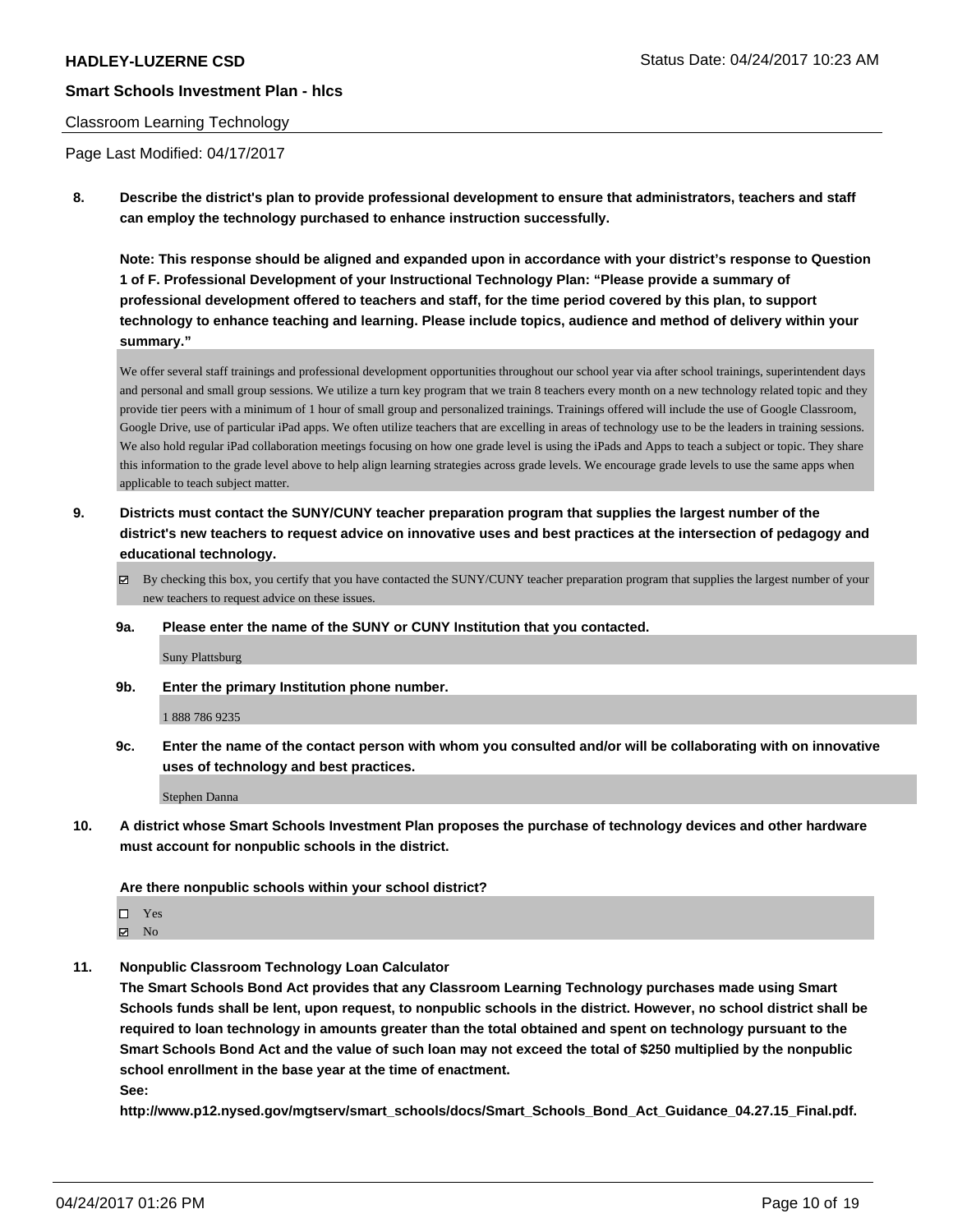Classroom Learning Technology

Page Last Modified: 04/17/2017

**8. Describe the district's plan to provide professional development to ensure that administrators, teachers and staff can employ the technology purchased to enhance instruction successfully.**

**Note: This response should be aligned and expanded upon in accordance with your district's response to Question 1 of F. Professional Development of your Instructional Technology Plan: "Please provide a summary of professional development offered to teachers and staff, for the time period covered by this plan, to support technology to enhance teaching and learning. Please include topics, audience and method of delivery within your summary."**

We offer several staff trainings and professional development opportunities throughout our school year via after school trainings, superintendent days and personal and small group sessions. We utilize a turn key program that we train 8 teachers every month on a new technology related topic and they provide tier peers with a minimum of 1 hour of small group and personalized trainings. Trainings offered will include the use of Google Classroom, Google Drive, use of particular iPad apps. We often utilize teachers that are excelling in areas of technology use to be the leaders in training sessions. We also hold regular iPad collaboration meetings focusing on how one grade level is using the iPads and Apps to teach a subject or topic. They share this information to the grade level above to help align learning strategies across grade levels. We encourage grade levels to use the same apps when applicable to teach subject matter.

**9. Districts must contact the SUNY/CUNY teacher preparation program that supplies the largest number of the district's new teachers to request advice on innovative uses and best practices at the intersection of pedagogy and educational technology.**

☑ By checking this box, you certify that you have contacted the SUNY/CUNY teacher preparation program that supplies the largest number of your new teachers to request advice on these issues.

**9a. Please enter the name of the SUNY or CUNY Institution that you contacted.**

Suny Plattsburg

**9b. Enter the primary Institution phone number.**

1 888 786 9235

**9c. Enter the name of the contact person with whom you consulted and/or will be collaborating with on innovative uses of technology and best practices.**

Stephen Danna

**10. A district whose Smart Schools Investment Plan proposes the purchase of technology devices and other hardware must account for nonpublic schools in the district.**

**Are there nonpublic schools within your school district?**

☐ Yes
☑ No

**11. Nonpublic Classroom Technology Loan Calculator**

**The Smart Schools Bond Act provides that any Classroom Learning Technology purchases made using Smart Schools funds shall be lent, upon request, to nonpublic schools in the district. However, no school district shall be required to loan technology in amounts greater than the total obtained and spent on technology pursuant to the Smart Schools Bond Act and the value of such loan may not exceed the total of $250 multiplied by the nonpublic school enrollment in the base year at the time of enactment.**

**See:**

**http://www.p12.nysed.gov/mgtserv/smart_schools/docs/Smart_Schools_Bond_Act_Guidance_04.27.15_Final.pdf.**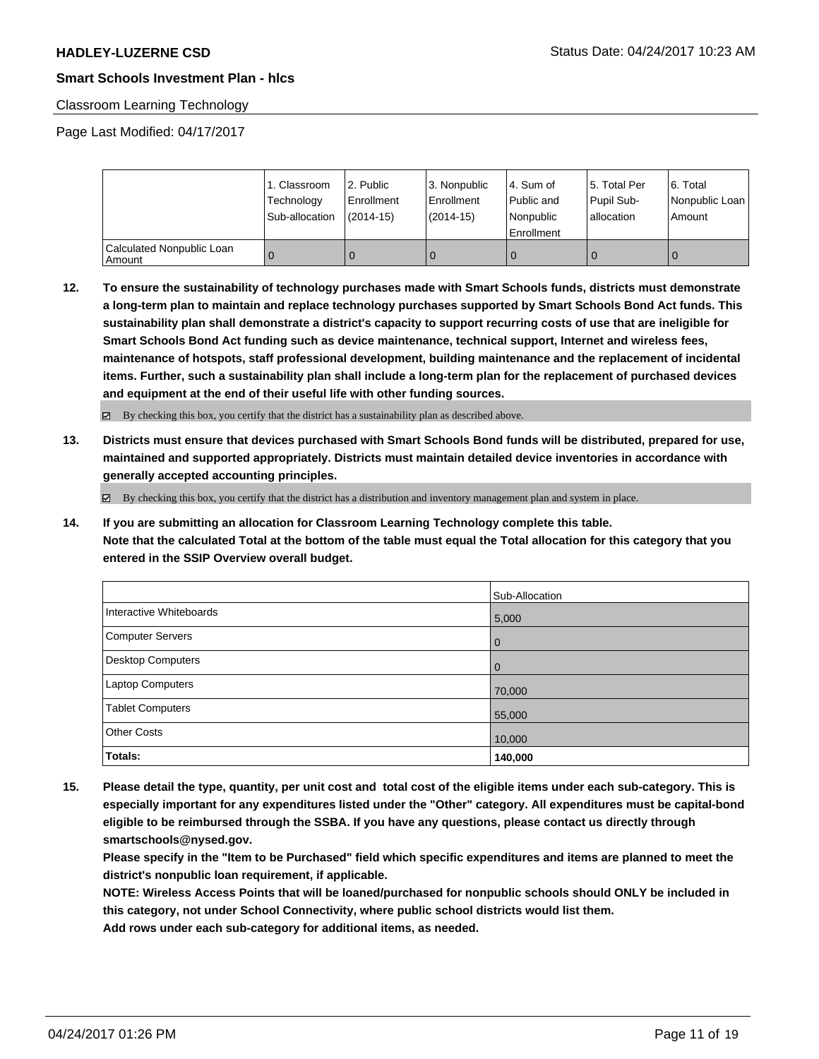**HADLEY-LUZERNE CSD** Status Date: 04/24/2017 10:23 AM

**Smart Schools Investment Plan - hlcs**

Classroom Learning Technology

Page Last Modified: 04/17/2017

| | 1. Classroom Technology Sub-allocation | 2. Public Enrollment (2014-15) | 3. Nonpublic Enrollment (2014-15) | 4. Sum of Public and Nonpublic Enrollment | 5. Total Per Pupil Sub-allocation | 6. Total Nonpublic Loan Amount |
|---|---|---|---|---|---|---|
| Calculated Nonpublic Loan Amount | 0 | 0 | 0 | 0 | 0 | 0 |

**12. To ensure the sustainability of technology purchases made with Smart Schools funds, districts must demonstrate a long-term plan to maintain and replace technology purchases supported by Smart Schools Bond Act funds. This sustainability plan shall demonstrate a district's capacity to support recurring costs of use that are ineligible for Smart Schools Bond Act funding such as device maintenance, technical support, Internet and wireless fees, maintenance of hotspots, staff professional development, building maintenance and the replacement of incidental items. Further, such a sustainability plan shall include a long-term plan for the replacement of purchased devices and equipment at the end of their useful life with other funding sources.**

☑ By checking this box, you certify that the district has a sustainability plan as described above.

**13. Districts must ensure that devices purchased with Smart Schools Bond funds will be distributed, prepared for use, maintained and supported appropriately. Districts must maintain detailed device inventories in accordance with generally accepted accounting principles.**

☑ By checking this box, you certify that the district has a distribution and inventory management plan and system in place.

**14. If you are submitting an allocation for Classroom Learning Technology complete this table.**
**Note that the calculated Total at the bottom of the table must equal the Total allocation for this category that you entered in the SSIP Overview overall budget.**

| | Sub-Allocation |
|---|---|
| Interactive Whiteboards | 5,000 |
| Computer Servers | 0 |
| Desktop Computers | 0 |
| Laptop Computers | 70,000 |
| Tablet Computers | 55,000 |
| Other Costs | 10,000 |
| **Totals:** | **140,000** |

**15. Please detail the type, quantity, per unit cost and total cost of the eligible items under each sub-category. This is especially important for any expenditures listed under the "Other" category. All expenditures must be capital-bond eligible to be reimbursed through the SSBA. If you have any questions, please contact us directly through smartschools@nysed.gov.**
**Please specify in the "Item to be Purchased" field which specific expenditures and items are planned to meet the district's nonpublic loan requirement, if applicable.**
**NOTE: Wireless Access Points that will be loaned/purchased for nonpublic schools should ONLY be included in this category, not under School Connectivity, where public school districts would list them.**
**Add rows under each sub-category for additional items, as needed.**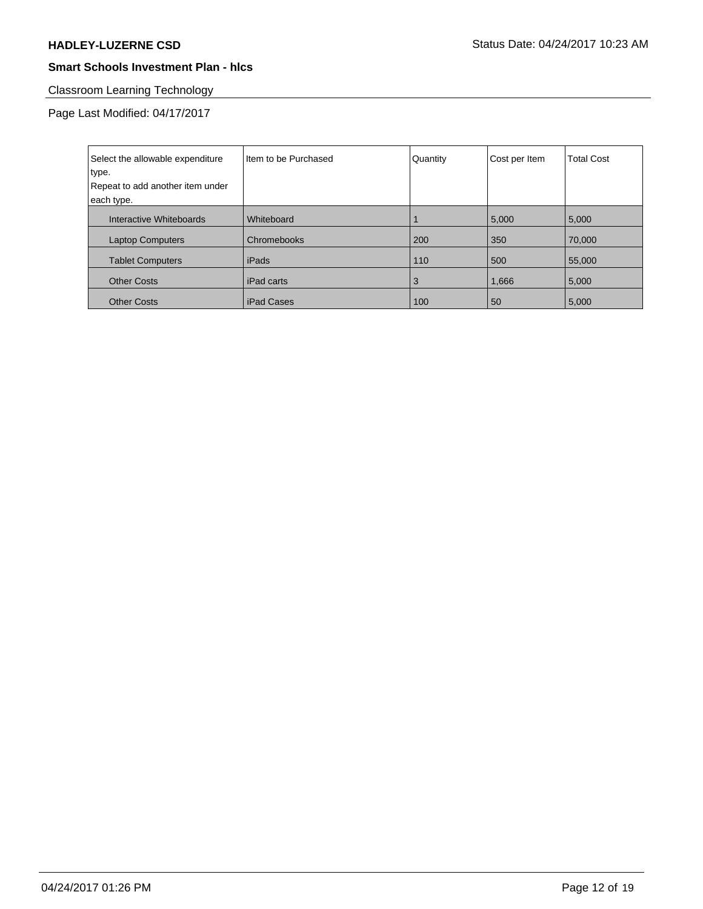Classroom Learning Technology

Page Last Modified: 04/17/2017

| Select the allowable expenditure type. Repeat to add another item under each type. | Item to be Purchased | Quantity | Cost per Item | Total Cost |
|---|---|---|---|---|
| Interactive Whiteboards | Whiteboard | 1 | 5,000 | 5,000 |
| Laptop Computers | Chromebooks | 200 | 350 | 70,000 |
| Tablet Computers | iPads | 110 | 500 | 55,000 |
| Other Costs | iPad carts | 3 | 1,666 | 5,000 |
| Other Costs | iPad Cases | 100 | 50 | 5,000 |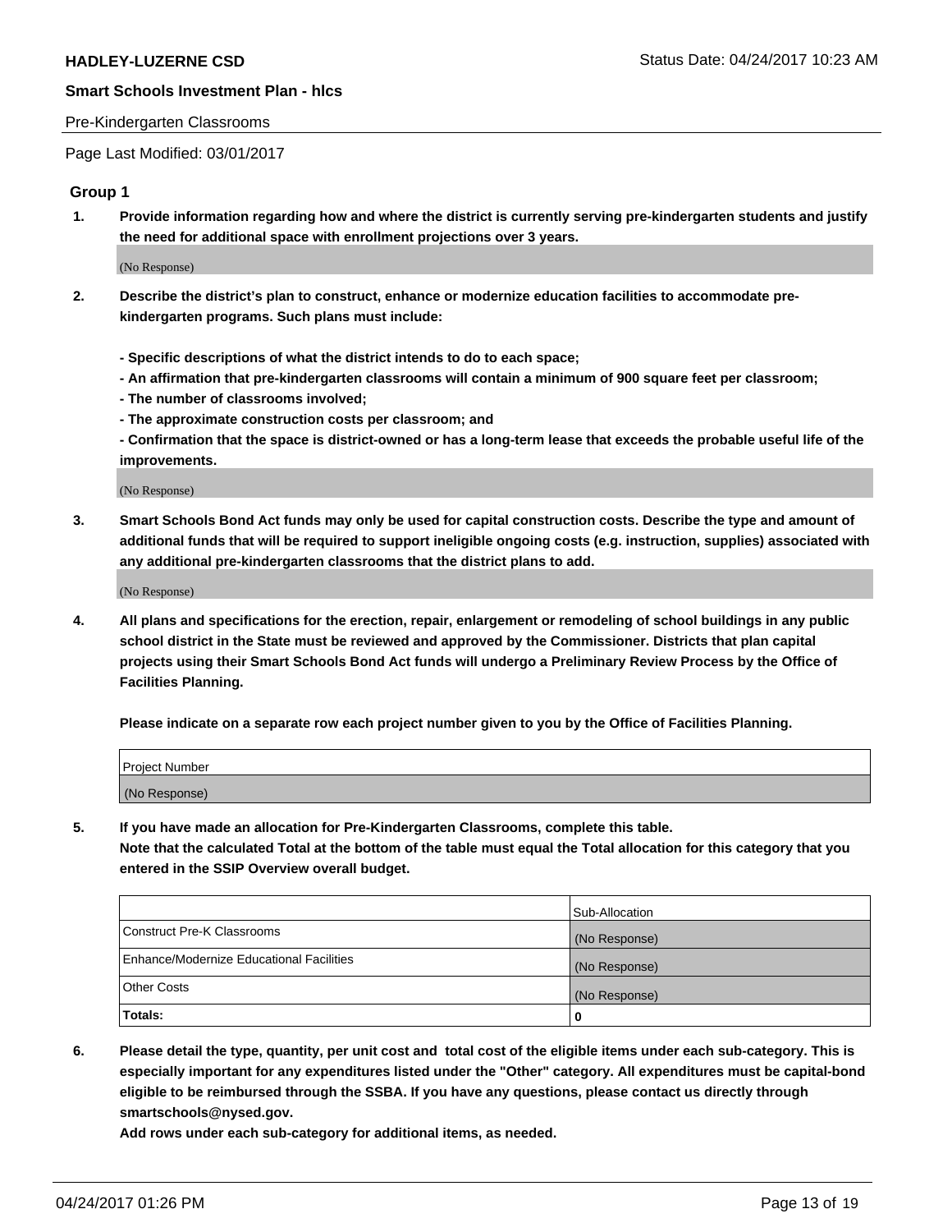Pre-Kindergarten Classrooms

Page Last Modified: 03/01/2017

## Group 1

**1. Provide information regarding how and where the district is currently serving pre-kindergarten students and justify the need for additional space with enrollment projections over 3 years.**

(No Response)

**2. Describe the district's plan to construct, enhance or modernize education facilities to accommodate pre-kindergarten programs. Such plans must include:**

**- Specific descriptions of what the district intends to do to each space;**
**- An affirmation that pre-kindergarten classrooms will contain a minimum of 900 square feet per classroom;**
**- The number of classrooms involved;**
**- The approximate construction costs per classroom; and**
**- Confirmation that the space is district-owned or has a long-term lease that exceeds the probable useful life of the improvements.**

(No Response)

**3. Smart Schools Bond Act funds may only be used for capital construction costs. Describe the type and amount of additional funds that will be required to support ineligible ongoing costs (e.g. instruction, supplies) associated with any additional pre-kindergarten classrooms that the district plans to add.**

(No Response)

**4. All plans and specifications for the erection, repair, enlargement or remodeling of school buildings in any public school district in the State must be reviewed and approved by the Commissioner. Districts that plan capital projects using their Smart Schools Bond Act funds will undergo a Preliminary Review Process by the Office of Facilities Planning.**

**Please indicate on a separate row each project number given to you by the Office of Facilities Planning.**

| Project Number |
| --- |
| (No Response) |

**5. If you have made an allocation for Pre-Kindergarten Classrooms, complete this table.**
**Note that the calculated Total at the bottom of the table must equal the Total allocation for this category that you entered in the SSIP Overview overall budget.**

| | Sub-Allocation |
| --- | --- |
| Construct Pre-K Classrooms | (No Response) |
| Enhance/Modernize Educational Facilities | (No Response) |
| Other Costs | (No Response) |
| **Totals:** | **0** |

**6. Please detail the type, quantity, per unit cost and total cost of the eligible items under each sub-category. This is especially important for any expenditures listed under the "Other" category. All expenditures must be capital-bond eligible to be reimbursed through the SSBA. If you have any questions, please contact us directly through smartschools@nysed.gov.**

**Add rows under each sub-category for additional items, as needed.**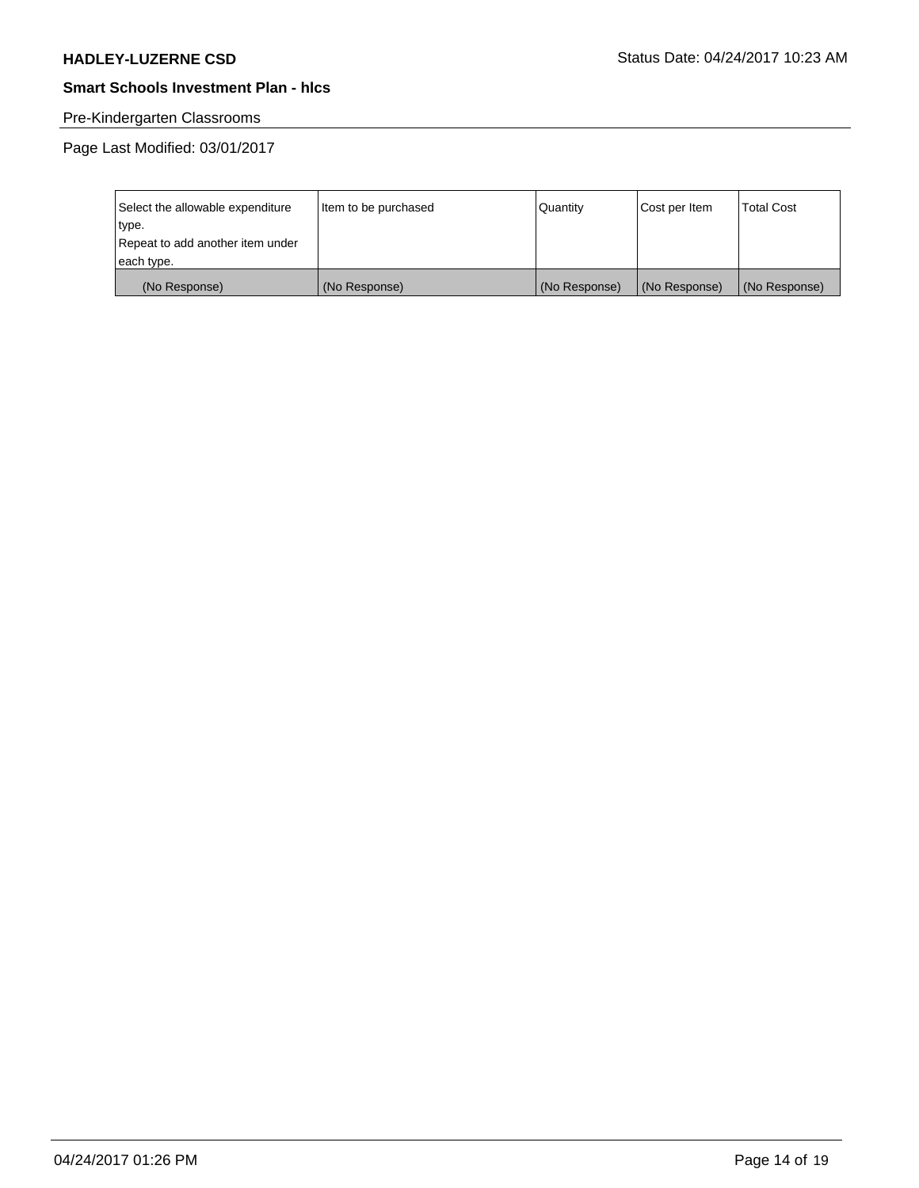## Pre-Kindergarten Classrooms

Page Last Modified: 03/01/2017

| Select the allowable expenditure type. Repeat to add another item under each type. | Item to be purchased | Quantity | Cost per Item | Total Cost |
|---|---|---|---|---|
| (No Response) | (No Response) | (No Response) | (No Response) | (No Response) |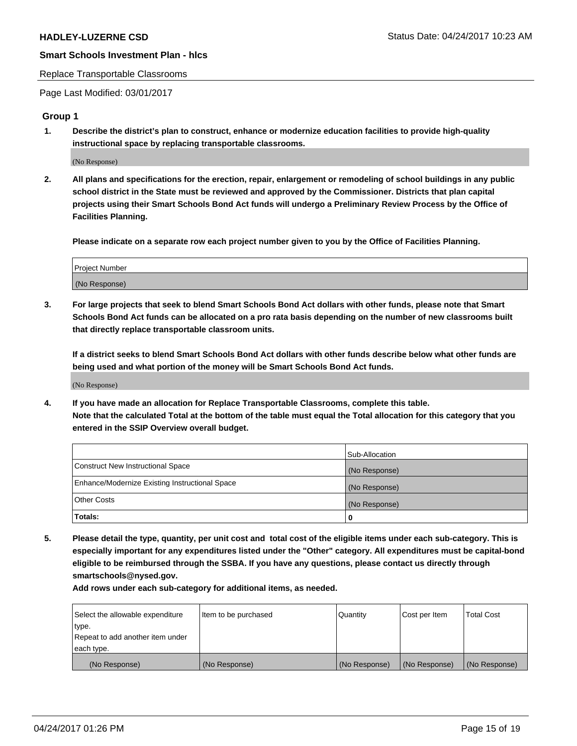Replace Transportable Classrooms

Page Last Modified: 03/01/2017

## Group 1

**1. Describe the district's plan to construct, enhance or modernize education facilities to provide high-quality instructional space by replacing transportable classrooms.**

(No Response)

**2. All plans and specifications for the erection, repair, enlargement or remodeling of school buildings in any public school district in the State must be reviewed and approved by the Commissioner. Districts that plan capital projects using their Smart Schools Bond Act funds will undergo a Preliminary Review Process by the Office of Facilities Planning.**

**Please indicate on a separate row each project number given to you by the Office of Facilities Planning.**

| Project Number |
| --- |
| (No Response) |

**3. For large projects that seek to blend Smart Schools Bond Act dollars with other funds, please note that Smart Schools Bond Act funds can be allocated on a pro rata basis depending on the number of new classrooms built that directly replace transportable classroom units.**

**If a district seeks to blend Smart Schools Bond Act dollars with other funds describe below what other funds are being used and what portion of the money will be Smart Schools Bond Act funds.**

(No Response)

**4. If you have made an allocation for Replace Transportable Classrooms, complete this table. Note that the calculated Total at the bottom of the table must equal the Total allocation for this category that you entered in the SSIP Overview overall budget.**

| | Sub-Allocation |
| --- | --- |
| Construct New Instructional Space | (No Response) |
| Enhance/Modernize Existing Instructional Space | (No Response) |
| Other Costs | (No Response) |
| **Totals:** | **0** |

**5. Please detail the type, quantity, per unit cost and total cost of the eligible items under each sub-category. This is especially important for any expenditures listed under the "Other" category. All expenditures must be capital-bond eligible to be reimbursed through the SSBA. If you have any questions, please contact us directly through smartschools@nysed.gov.**

**Add rows under each sub-category for additional items, as needed.**

| Select the allowable expenditure type. Repeat to add another item under each type. | Item to be purchased | Quantity | Cost per Item | Total Cost |
| --- | --- | --- | --- | --- |
| (No Response) | (No Response) | (No Response) | (No Response) | (No Response) |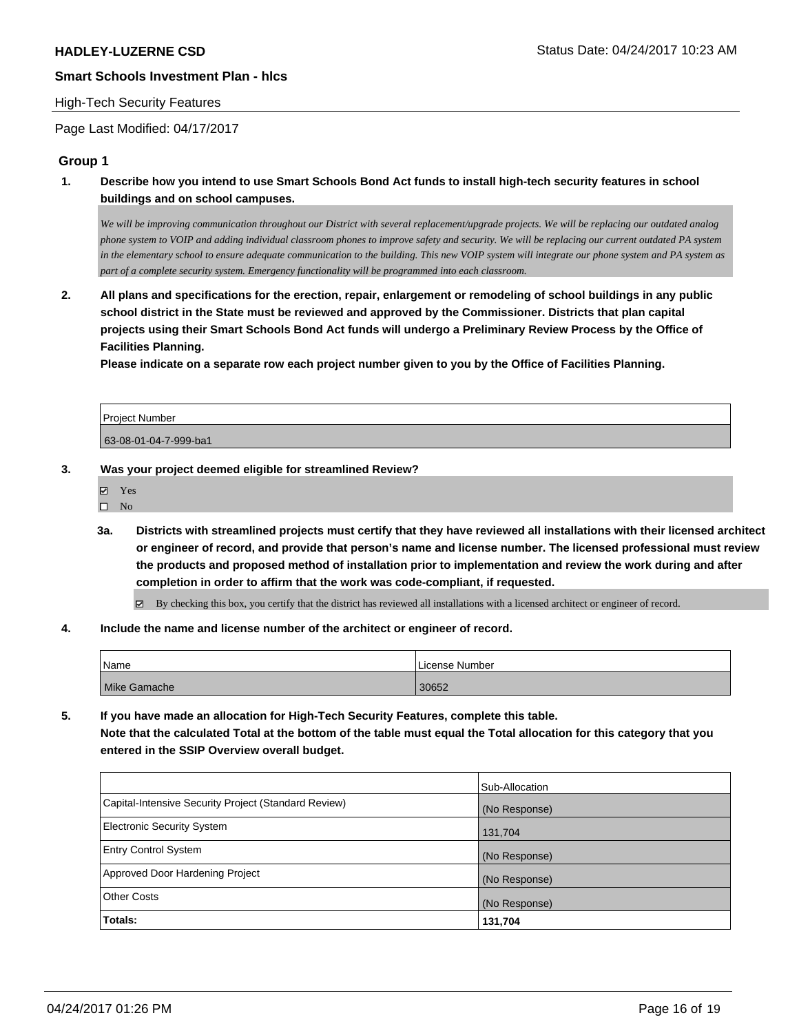**HADLEY-LUZERNE CSD** Status Date: 04/24/2017 10:23 AM

**Smart Schools Investment Plan - hlcs**

High-Tech Security Features

Page Last Modified: 04/17/2017

### Group 1

**1. Describe how you intend to use Smart Schools Bond Act funds to install high-tech security features in school buildings and on school campuses.**

*We will be improving communication throughout our District with several replacement/upgrade projects. We will be replacing our outdated analog phone system to VOIP and adding individual classroom phones to improve safety and security. We will be replacing our current outdated PA system in the elementary school to ensure adequate communication to the building. This new VOIP system will integrate our phone system and PA system as part of a complete security system. Emergency functionality will be programmed into each classroom.*

**2. All plans and specifications for the erection, repair, enlargement or remodeling of school buildings in any public school district in the State must be reviewed and approved by the Commissioner. Districts that plan capital projects using their Smart Schools Bond Act funds will undergo a Preliminary Review Process by the Office of Facilities Planning.**
**Please indicate on a separate row each project number given to you by the Office of Facilities Planning.**

| Project Number |
|---|
| 63-08-01-04-7-999-ba1 |

**3. Was your project deemed eligible for streamlined Review?**

- ☑ Yes
- ☐ No

**3a. Districts with streamlined projects must certify that they have reviewed all installations with their licensed architect or engineer of record, and provide that person's name and license number. The licensed professional must review the products and proposed method of installation prior to implementation and review the work during and after completion in order to affirm that the work was code-compliant, if requested.**

- ☑ By checking this box, you certify that the district has reviewed all installations with a licensed architect or engineer of record.

**4. Include the name and license number of the architect or engineer of record.**

| Name | License Number |
|---|---|
| Mike Gamache | 30652 |

**5. If you have made an allocation for High-Tech Security Features, complete this table.**
**Note that the calculated Total at the bottom of the table must equal the Total allocation for this category that you entered in the SSIP Overview overall budget.**

| | Sub-Allocation |
|---|---|
| Capital-Intensive Security Project (Standard Review) | (No Response) |
| Electronic Security System | 131,704 |
| Entry Control System | (No Response) |
| Approved Door Hardening Project | (No Response) |
| Other Costs | (No Response) |
| **Totals:** | **131,704** |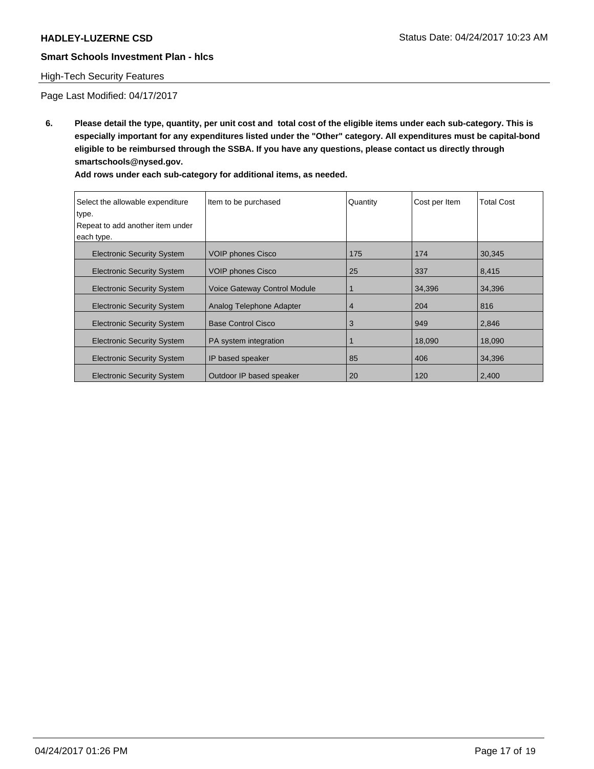**HADLEY-LUZERNE CSD**

**Smart Schools Investment Plan - hlcs**

High-Tech Security Features

Page Last Modified: 04/17/2017

**6. Please detail the type, quantity, per unit cost and total cost of the eligible items under each sub-category. This is especially important for any expenditures listed under the "Other" category. All expenditures must be capital-bond eligible to be reimbursed through the SSBA. If you have any questions, please contact us directly through smartschools@nysed.gov.**

**Add rows under each sub-category for additional items, as needed.**

| Select the allowable expenditure type.<br>Repeat to add another item under each type. | Item to be purchased | Quantity | Cost per Item | Total Cost |
|---|---|---|---|---|
| Electronic Security System | VOIP phones Cisco | 175 | 174 | 30,345 |
| Electronic Security System | VOIP phones Cisco | 25 | 337 | 8,415 |
| Electronic Security System | Voice Gateway Control Module | 1 | 34,396 | 34,396 |
| Electronic Security System | Analog Telephone Adapter | 4 | 204 | 816 |
| Electronic Security System | Base Control Cisco | 3 | 949 | 2,846 |
| Electronic Security System | PA system integration | 1 | 18,090 | 18,090 |
| Electronic Security System | IP based speaker | 85 | 406 | 34,396 |
| Electronic Security System | Outdoor IP based speaker | 20 | 120 | 2,400 |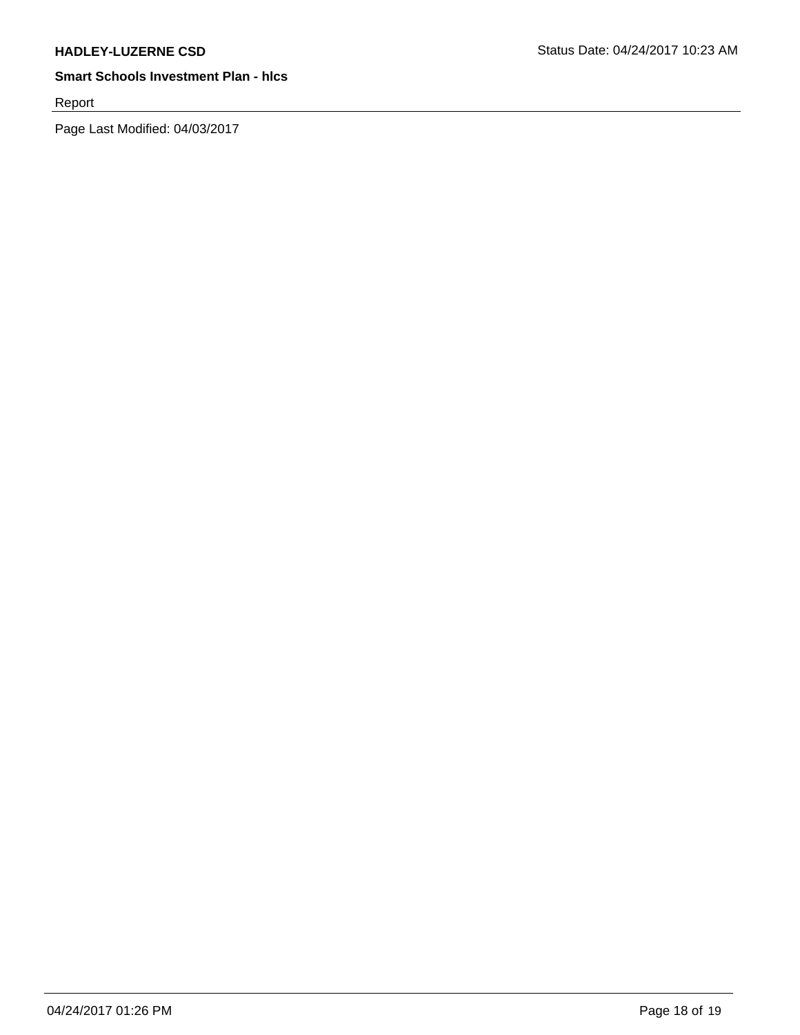Report

Page Last Modified: 04/03/2017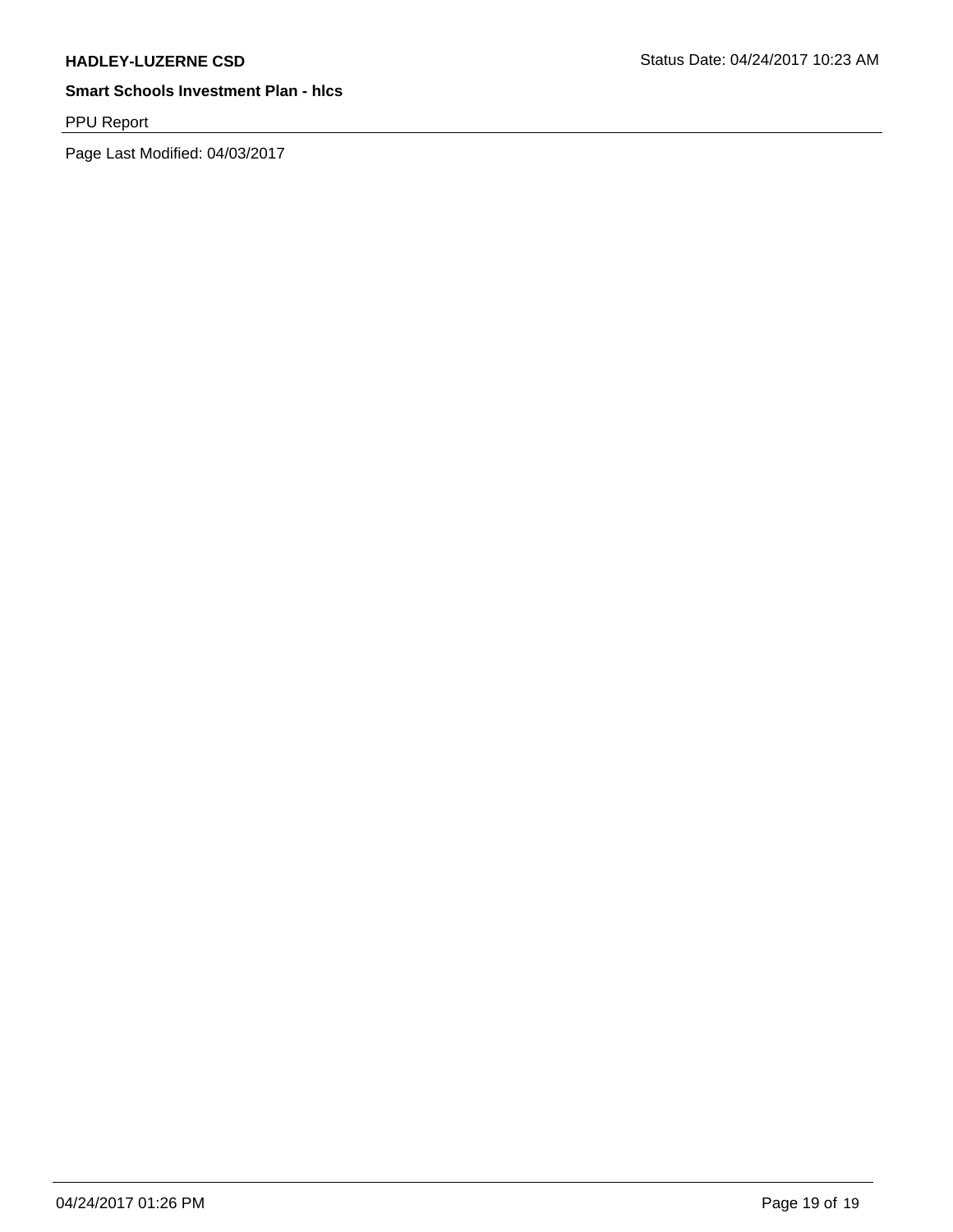PPU Report

Page Last Modified: 04/03/2017